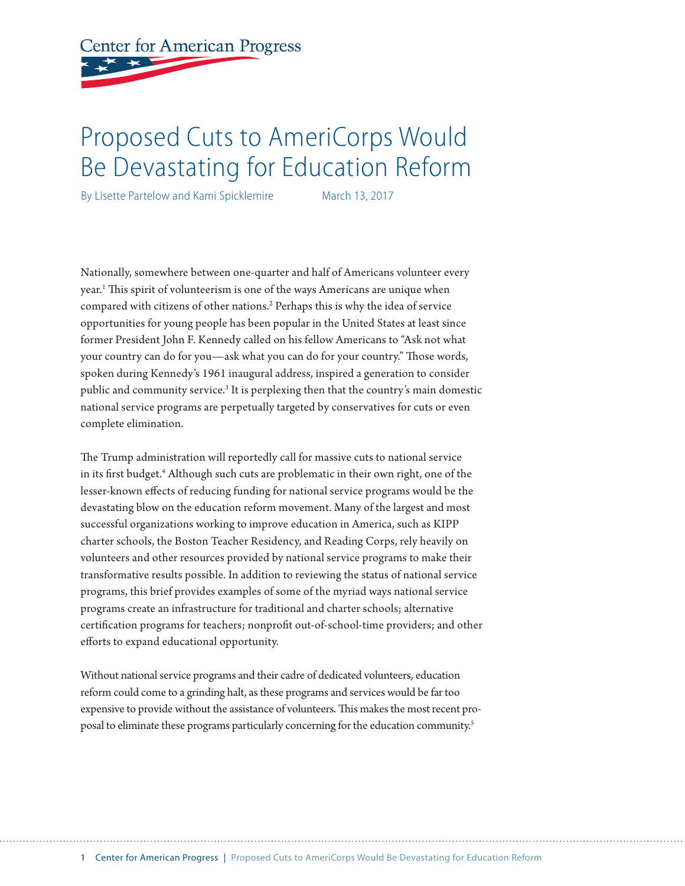Center for American Progress

# Proposed Cuts to AmeriCorps Would Be Devastating for Education Reform

By Lisette Partelow and Kami Spicklemire    March 13, 2017

Nationally, somewhere between one-quarter and half of Americans volunteer every year.[1] This spirit of volunteerism is one of the ways Americans are unique when compared with citizens of other nations.[2] Perhaps this is why the idea of service opportunities for young people has been popular in the United States at least since former President John F. Kennedy called on his fellow Americans to "Ask not what your country can do for you—ask what you can do for your country." Those words, spoken during Kennedy's 1961 inaugural address, inspired a generation to consider public and community service.[3] It is perplexing then that the country's main domestic national service programs are perpetually targeted by conservatives for cuts or even complete elimination.

The Trump administration will reportedly call for massive cuts to national service in its first budget.[4] Although such cuts are problematic in their own right, one of the lesser-known effects of reducing funding for national service programs would be the devastating blow on the education reform movement. Many of the largest and most successful organizations working to improve education in America, such as KIPP charter schools, the Boston Teacher Residency, and Reading Corps, rely heavily on volunteers and other resources provided by national service programs to make their transformative results possible. In addition to reviewing the status of national service programs, this brief provides examples of some of the myriad ways national service programs create an infrastructure for traditional and charter schools; alternative certification programs for teachers; nonprofit out-of-school-time providers; and other efforts to expand educational opportunity.

Without national service programs and their cadre of dedicated volunteers, education reform could come to a grinding halt, as these programs and services would be far too expensive to provide without the assistance of volunteers. This makes the most recent proposal to eliminate these programs particularly concerning for the education community.[5]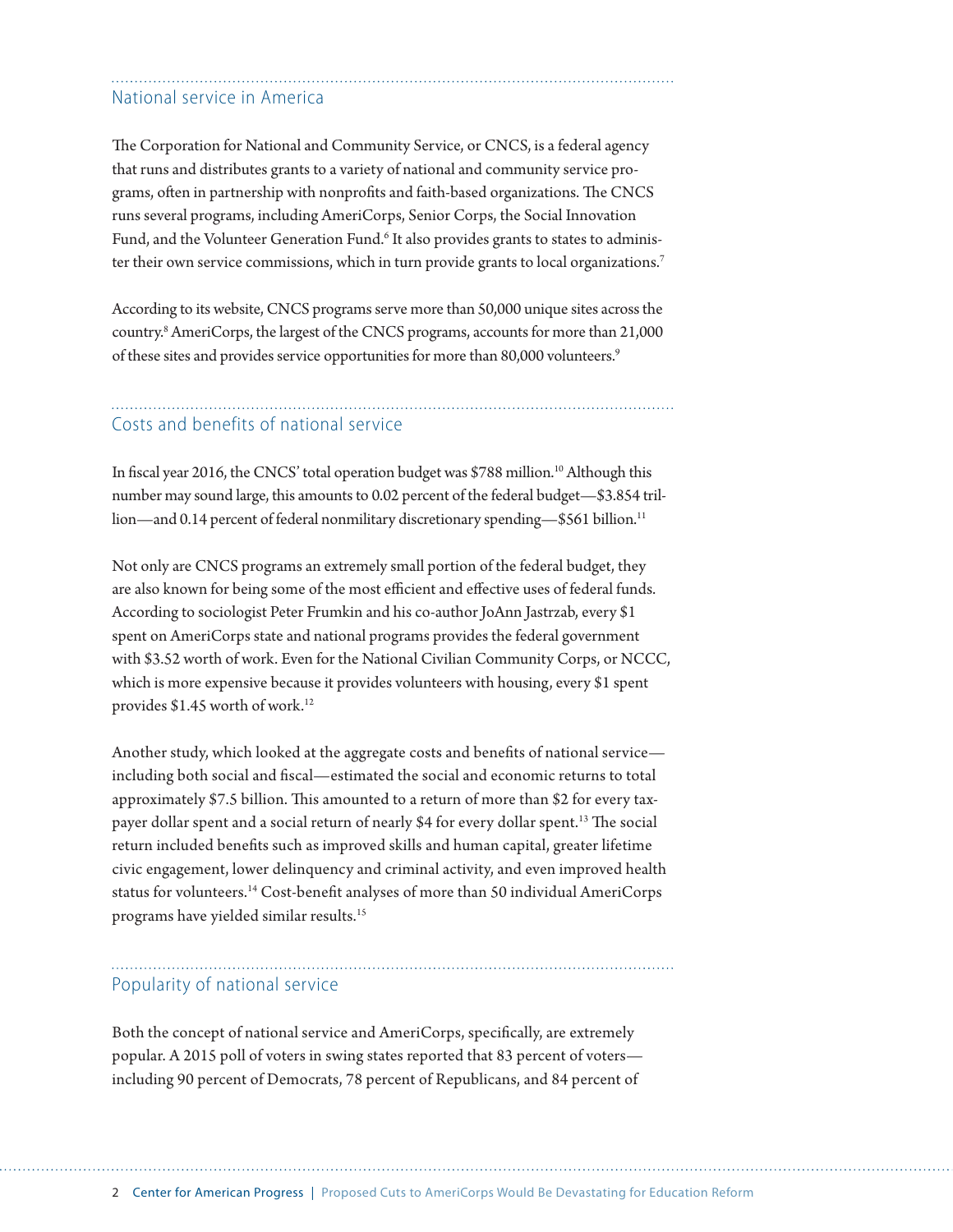## National service in America

The Corporation for National and Community Service, or CNCS, is a federal agency that runs and distributes grants to a variety of national and community service programs, often in partnership with nonprofits and faith-based organizations. The CNCS runs several programs, including AmeriCorps, Senior Corps, the Social Innovation Fund, and the Volunteer Generation Fund.[6] It also provides grants to states to administer their own service commissions, which in turn provide grants to local organizations.[7]

According to its website, CNCS programs serve more than 50,000 unique sites across the country.[8] AmeriCorps, the largest of the CNCS programs, accounts for more than 21,000 of these sites and provides service opportunities for more than 80,000 volunteers.[9]

## Costs and benefits of national service

In fiscal year 2016, the CNCS' total operation budget was $788 million.[10] Although this number may sound large, this amounts to 0.02 percent of the federal budget—$3.854 trillion—and 0.14 percent of federal nonmilitary discretionary spending—$561 billion.[11]

Not only are CNCS programs an extremely small portion of the federal budget, they are also known for being some of the most efficient and effective uses of federal funds. According to sociologist Peter Frumkin and his co-author JoAnn Jastrzab, every $1 spent on AmeriCorps state and national programs provides the federal government with $3.52 worth of work. Even for the National Civilian Community Corps, or NCCC, which is more expensive because it provides volunteers with housing, every $1 spent provides $1.45 worth of work.[12]

Another study, which looked at the aggregate costs and benefits of national service—including both social and fiscal—estimated the social and economic returns to total approximately $7.5 billion. This amounted to a return of more than $2 for every taxpayer dollar spent and a social return of nearly $4 for every dollar spent.[13] The social return included benefits such as improved skills and human capital, greater lifetime civic engagement, lower delinquency and criminal activity, and even improved health status for volunteers.[14] Cost-benefit analyses of more than 50 individual AmeriCorps programs have yielded similar results.[15]

## Popularity of national service

Both the concept of national service and AmeriCorps, specifically, are extremely popular. A 2015 poll of voters in swing states reported that 83 percent of voters—including 90 percent of Democrats, 78 percent of Republicans, and 84 percent of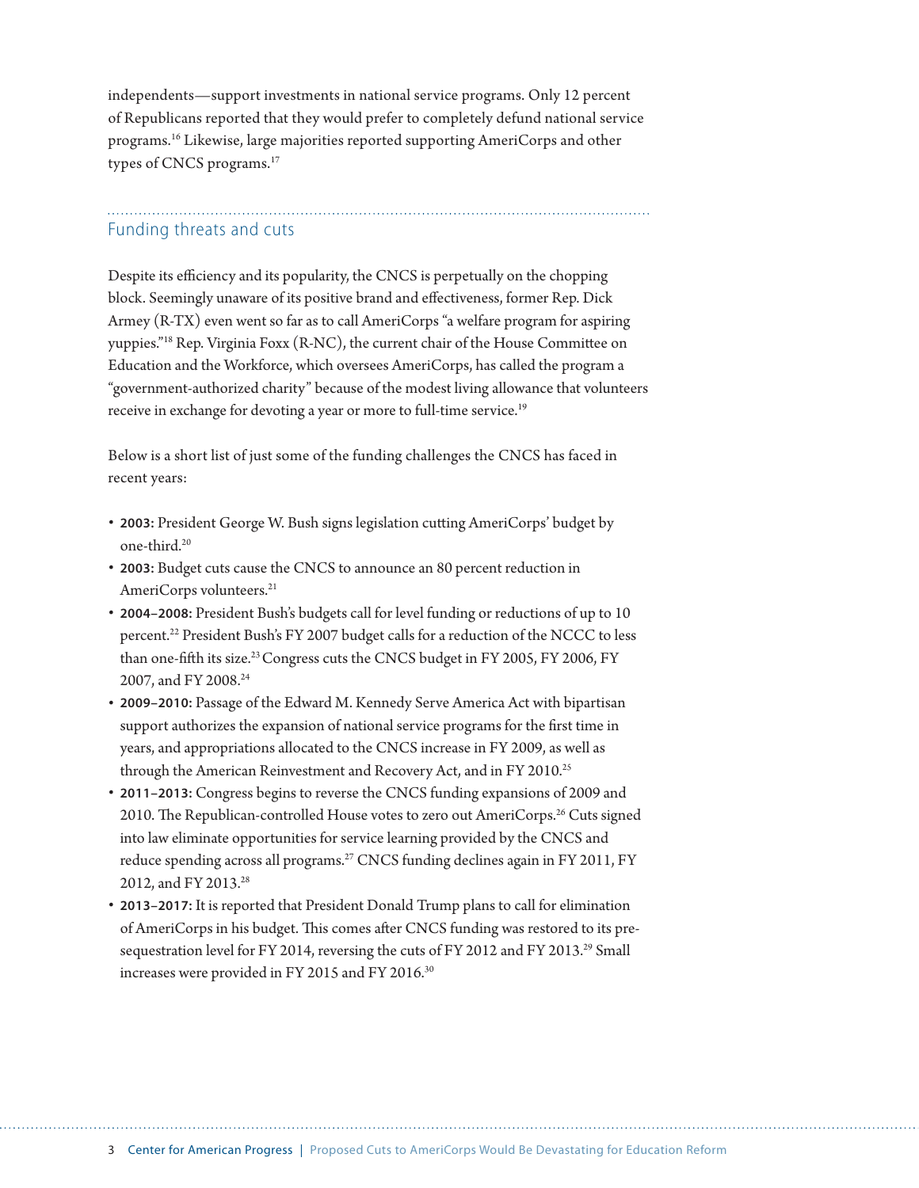independents—support investments in national service programs. Only 12 percent of Republicans reported that they would prefer to completely defund national service programs.[16] Likewise, large majorities reported supporting AmeriCorps and other types of CNCS programs.[17]

## Funding threats and cuts

Despite its efficiency and its popularity, the CNCS is perpetually on the chopping block. Seemingly unaware of its positive brand and effectiveness, former Rep. Dick Armey (R-TX) even went so far as to call AmeriCorps "a welfare program for aspiring yuppies."[18] Rep. Virginia Foxx (R-NC), the current chair of the House Committee on Education and the Workforce, which oversees AmeriCorps, has called the program a "government-authorized charity" because of the modest living allowance that volunteers receive in exchange for devoting a year or more to full-time service.[19]

Below is a short list of just some of the funding challenges the CNCS has faced in recent years:

- **2003:** President George W. Bush signs legislation cutting AmeriCorps' budget by one-third.[20]
- **2003:** Budget cuts cause the CNCS to announce an 80 percent reduction in AmeriCorps volunteers.[21]
- **2004–2008:** President Bush's budgets call for level funding or reductions of up to 10 percent.[22] President Bush's FY 2007 budget calls for a reduction of the NCCC to less than one-fifth its size.[23] Congress cuts the CNCS budget in FY 2005, FY 2006, FY 2007, and FY 2008.[24]
- **2009–2010:** Passage of the Edward M. Kennedy Serve America Act with bipartisan support authorizes the expansion of national service programs for the first time in years, and appropriations allocated to the CNCS increase in FY 2009, as well as through the American Reinvestment and Recovery Act, and in FY 2010.[25]
- **2011–2013:** Congress begins to reverse the CNCS funding expansions of 2009 and 2010. The Republican-controlled House votes to zero out AmeriCorps.[26] Cuts signed into law eliminate opportunities for service learning provided by the CNCS and reduce spending across all programs.[27] CNCS funding declines again in FY 2011, FY 2012, and FY 2013.[28]
- **2013–2017:** It is reported that President Donald Trump plans to call for elimination of AmeriCorps in his budget. This comes after CNCS funding was restored to its pre-sequestration level for FY 2014, reversing the cuts of FY 2012 and FY 2013.[29] Small increases were provided in FY 2015 and FY 2016.[30]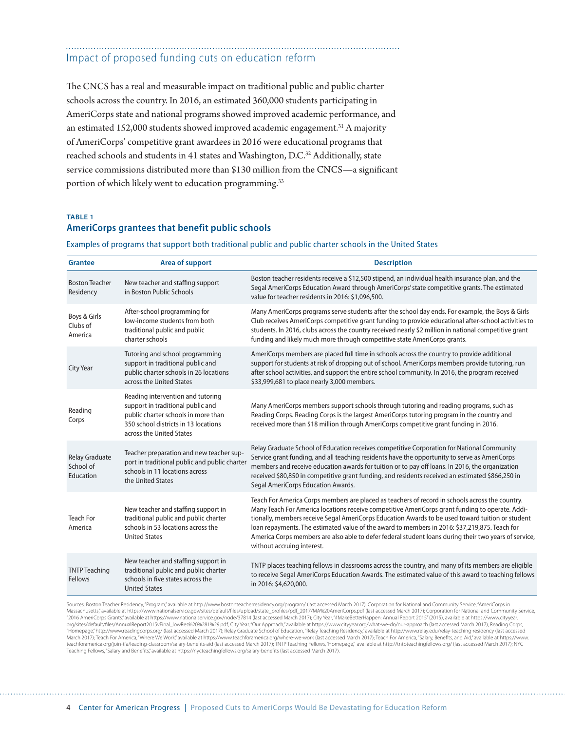## Impact of proposed funding cuts on education reform

The CNCS has a real and measurable impact on traditional public and public charter schools across the country. In 2016, an estimated 360,000 students participating in AmeriCorps state and national programs showed improved academic performance, and an estimated 152,000 students showed improved academic engagement.[31] A majority of AmeriCorps' competitive grant awardees in 2016 were educational programs that reached schools and students in 41 states and Washington, D.C.[32] Additionally, state service commissions distributed more than $130 million from the CNCS—a significant portion of which likely went to education programming.[33]

**TABLE 1**

### AmeriCorps grantees that benefit public schools

Examples of programs that support both traditional public and public charter schools in the United States

| Grantee | Area of support | Description |
|---|---|---|
| Boston Teacher Residency | New teacher and staffing support in Boston Public Schools | Boston teacher residents receive a $12,500 stipend, an individual health insurance plan, and the Segal AmeriCorps Education Award through AmeriCorps' state competitive grants. The estimated value for teacher residents in 2016: $1,096,500. |
| Boys & Girls Clubs of America | After-school programming for low-income students from both traditional public and public charter schools | Many AmeriCorps programs serve students after the school day ends. For example, the Boys & Girls Club receives AmeriCorps competitive grant funding to provide educational after-school activities to students. In 2016, clubs across the country received nearly $2 million in national competitive grant funding and likely much more through competitive state AmeriCorps grants. |
| City Year | Tutoring and school programming support in traditional public and public charter schools in 26 locations across the United States | AmeriCorps members are placed full time in schools across the country to provide additional support for students at risk of dropping out of school. AmeriCorps members provide tutoring, run after school activities, and support the entire school community. In 2016, the program received $33,999,681 to place nearly 3,000 members. |
| Reading Corps | Reading intervention and tutoring support in traditional public and public charter schools in more than 350 school districts in 13 locations across the United States | Many AmeriCorps members support schools through tutoring and reading programs, such as Reading Corps. Reading Corps is the largest AmeriCorps tutoring program in the country and received more than $18 million through AmeriCorps competitive grant funding in 2016. |
| Relay Graduate School of Education | Teacher preparation and new teacher support in traditional public and public charter schools in 11 locations across the United States | Relay Graduate School of Education receives competitive Corporation for National Community Service grant funding, and all teaching residents have the opportunity to serve as AmeriCorps members and receive education awards for tuition or to pay off loans. In 2016, the organization received $80,850 in competitive grant funding, and residents received an estimated $866,250 in Segal AmeriCorps Education Awards. |
| Teach For America | New teacher and staffing support in traditional public and public charter schools in 53 locations across the United States | Teach For America Corps members are placed as teachers of record in schools across the country. Many Teach For America locations receive competitive AmeriCorps grant funding to operate. Additionally, members receive Segal AmeriCorps Education Awards to be used toward tuition or student loan repayments. The estimated value of the award to members in 2016: $37,219,875. Teach for America Corps members are also able to defer federal student loans during their two years of service, without accruing interest. |
| TNTP Teaching Fellows | New teacher and staffing support in traditional public and public charter schools in five states across the United States | TNTP places teaching fellows in classrooms across the country, and many of its members are eligible to receive Segal AmeriCorps Education Awards. The estimated value of this award to teaching fellows in 2016: $4,620,000. |

Sources: Boston Teacher Residency, "Program," available at http://www.bostonteacherresidency.org/program/ (last accessed March 2017); Corporation for National and Community Service, "AmeriCorps in Massachusetts," available at https://www.nationalservice.gov/sites/default/files/upload/state_profiles/pdf_2017/MA%20AmeriCorps.pdf (last accessed March 2017); Corporation for National and Community Service, "2016 AmeriCorps Grants," available at https://www.nationalservice.gov/node/37814 (last accessed March 2017); City Year, "#MakeBetterHappen: Annual Report 2015" (2015), available at https://www.cityyear.org/sites/default/files/AnnualReport2015vFinal_lowRes%20%281%29.pdf; City Year, "Our Approach," available at https://www.cityyear.org/what-we-do/our-approach (last accessed March 2017); Reading Corps, "Homepage," http://www.readingcorps.org/ (last accessed March 2017); Relay Graduate School of Education, "Relay Teaching Residency," available at http://www.relay.edu/relay-teaching-residency (last accessed March 2017); Teach For America, "Where We Work," available at https://www.teachforamerica.org/where-we-work (last accessed March 2017); Teach For America, "Salary, Benefits, and Aid," available at https://www.teachforamerica.org/join-tfa/leading-classroom/salary-benefits-aid (last accessed March 2017); TNTP Teaching Fellows, "Homepage," available at http://tntpteachingfellows.org/ (last accessed March 2017); NYC Teaching Fellows, "Salary and Benefits," available at https://nycteachingfellows.org/salary-benefits (last accessed March 2017).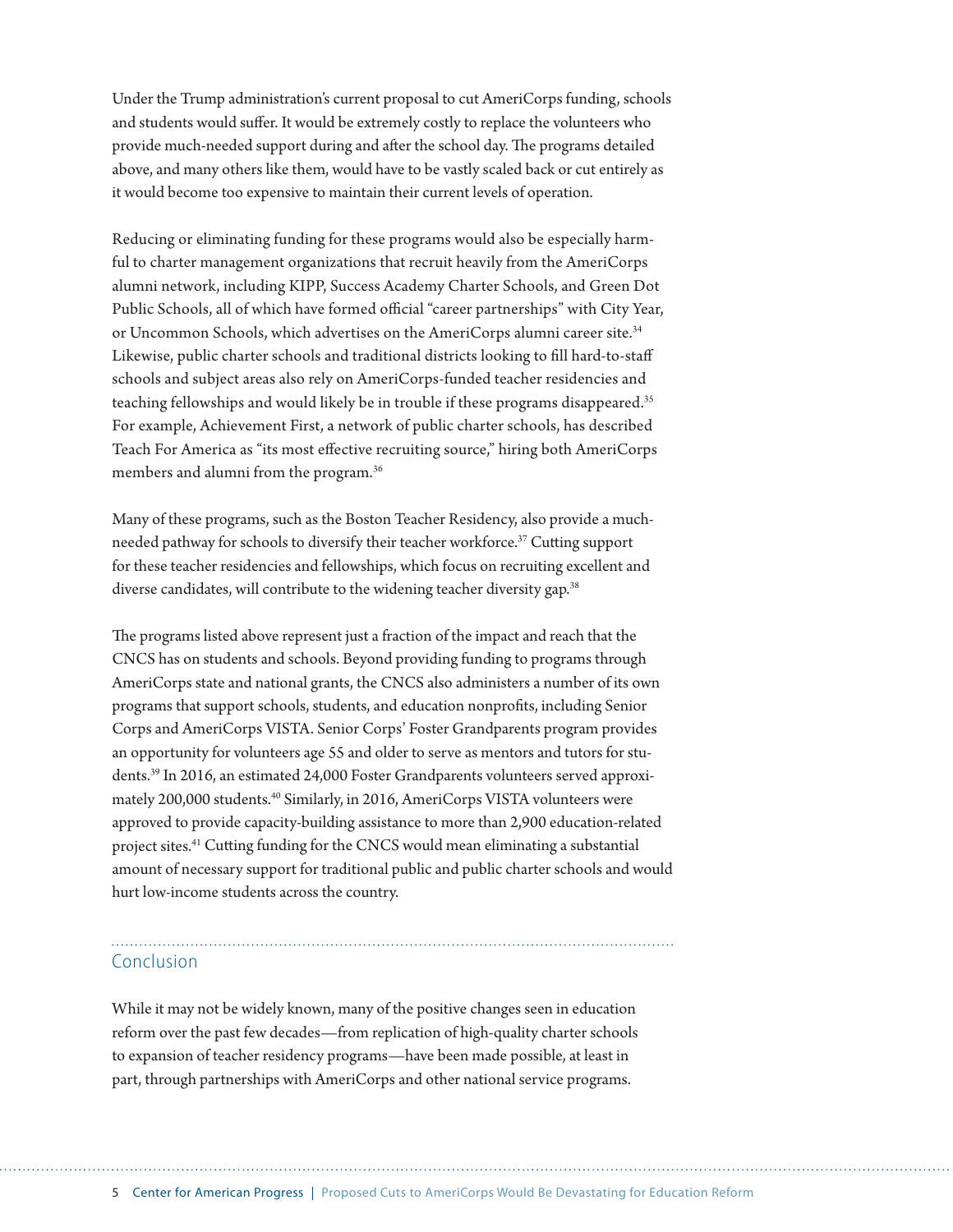Under the Trump administration's current proposal to cut AmeriCorps funding, schools and students would suffer. It would be extremely costly to replace the volunteers who provide much-needed support during and after the school day. The programs detailed above, and many others like them, would have to be vastly scaled back or cut entirely as it would become too expensive to maintain their current levels of operation.

Reducing or eliminating funding for these programs would also be especially harmful to charter management organizations that recruit heavily from the AmeriCorps alumni network, including KIPP, Success Academy Charter Schools, and Green Dot Public Schools, all of which have formed official "career partnerships" with City Year, or Uncommon Schools, which advertises on the AmeriCorps alumni career site.[34] Likewise, public charter schools and traditional districts looking to fill hard-to-staff schools and subject areas also rely on AmeriCorps-funded teacher residencies and teaching fellowships and would likely be in trouble if these programs disappeared.[35] For example, Achievement First, a network of public charter schools, has described Teach For America as "its most effective recruiting source," hiring both AmeriCorps members and alumni from the program.[36]

Many of these programs, such as the Boston Teacher Residency, also provide a much-needed pathway for schools to diversify their teacher workforce.[37] Cutting support for these teacher residencies and fellowships, which focus on recruiting excellent and diverse candidates, will contribute to the widening teacher diversity gap.[38]

The programs listed above represent just a fraction of the impact and reach that the CNCS has on students and schools. Beyond providing funding to programs through AmeriCorps state and national grants, the CNCS also administers a number of its own programs that support schools, students, and education nonprofits, including Senior Corps and AmeriCorps VISTA. Senior Corps' Foster Grandparents program provides an opportunity for volunteers age 55 and older to serve as mentors and tutors for students.[39] In 2016, an estimated 24,000 Foster Grandparents volunteers served approximately 200,000 students.[40] Similarly, in 2016, AmeriCorps VISTA volunteers were approved to provide capacity-building assistance to more than 2,900 education-related project sites.[41] Cutting funding for the CNCS would mean eliminating a substantial amount of necessary support for traditional public and public charter schools and would hurt low-income students across the country.

## Conclusion

While it may not be widely known, many of the positive changes seen in education reform over the past few decades—from replication of high-quality charter schools to expansion of teacher residency programs—have been made possible, at least in part, through partnerships with AmeriCorps and other national service programs.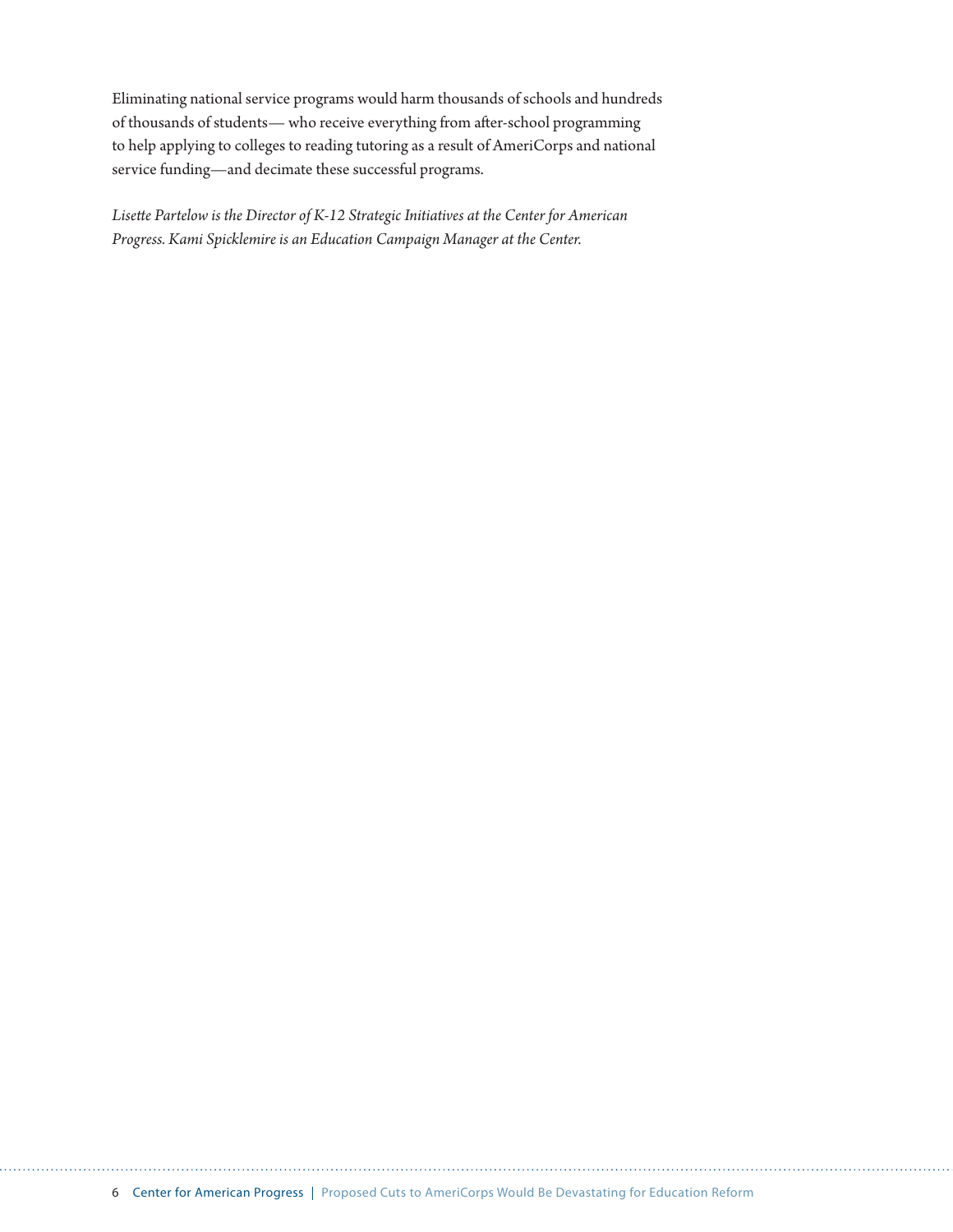Eliminating national service programs would harm thousands of schools and hundreds of thousands of students— who receive everything from after-school programming to help applying to colleges to reading tutoring as a result of AmeriCorps and national service funding—and decimate these successful programs.

*Lisette Partelow is the Director of K-12 Strategic Initiatives at the Center for American Progress. Kami Spicklemire is an Education Campaign Manager at the Center.*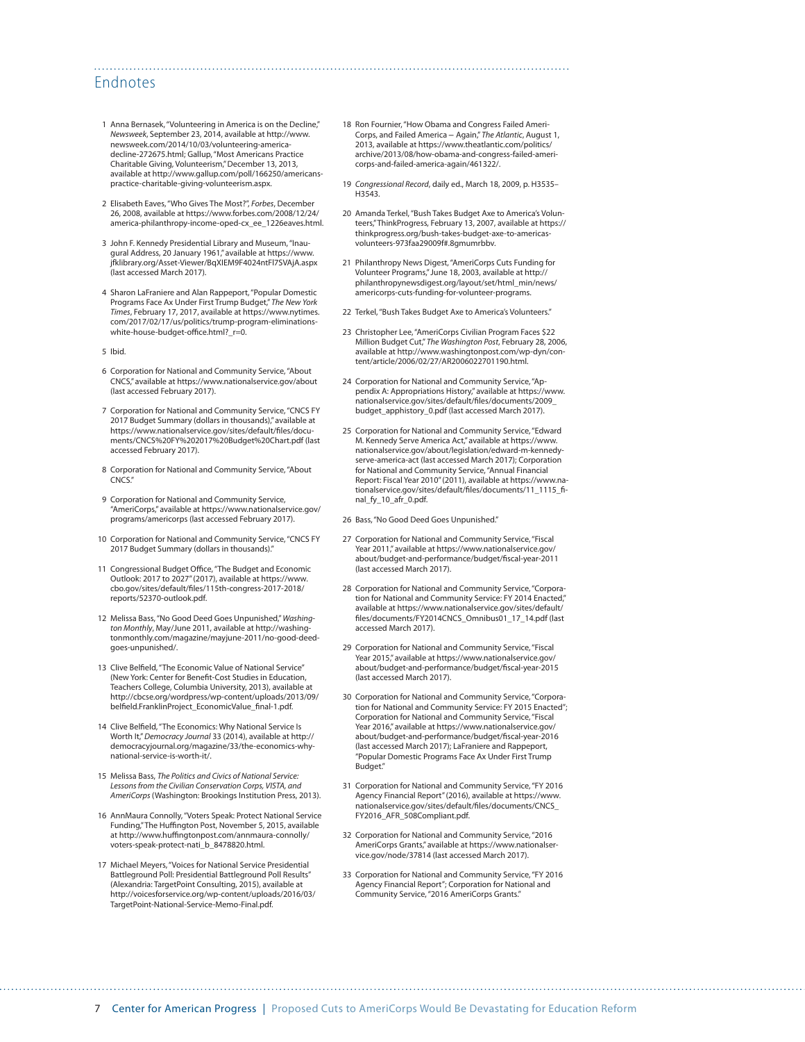## Endnotes

1. Anna Bernasek, "Volunteering in America is on the Decline," *Newsweek*, September 23, 2014, available at http://www.newsweek.com/2014/10/03/volunteering-america-decline-272675.html; Gallup, "Most Americans Practice Charitable Giving, Volunteerism," December 13, 2013, available at http://www.gallup.com/poll/166250/americans-practice-charitable-giving-volunteerism.aspx.
2. Elisabeth Eaves, "Who Gives The Most?", *Forbes*, December 26, 2008, available at https://www.forbes.com/2008/12/24/america-philanthropy-income-oped-cx_ee_1226eaves.html.
3. John F. Kennedy Presidential Library and Museum, "Inaugural Address, 20 January 1961," available at https://www.jfklibrary.org/Asset-Viewer/BqXIEM9F4024ntFl7SVAjA.aspx (last accessed March 2017).
4. Sharon LaFraniere and Alan Rappeport, "Popular Domestic Programs Face Ax Under First Trump Budget," *The New York Times*, February 17, 2017, available at https://www.nytimes.com/2017/02/17/us/politics/trump-program-eliminations-white-house-budget-office.html?_r=0.
5. Ibid.
6. Corporation for National and Community Service, "About CNCS," available at https://www.nationalservice.gov/about (last accessed February 2017).
7. Corporation for National and Community Service, "CNCS FY 2017 Budget Summary (dollars in thousands)," available at https://www.nationalservice.gov/sites/default/files/documents/CNCS%20FY%202017%20Budget%20Chart.pdf (last accessed February 2017).
8. Corporation for National and Community Service, "About CNCS."
9. Corporation for National and Community Service, "AmeriCorps," available at https://www.nationalservice.gov/programs/americorps (last accessed February 2017).
10. Corporation for National and Community Service, "CNCS FY 2017 Budget Summary (dollars in thousands)."
11. Congressional Budget Office, "The Budget and Economic Outlook: 2017 to 2027" (2017), available at https://www.cbo.gov/sites/default/files/115th-congress-2017-2018/reports/52370-outlook.pdf.
12. Melissa Bass, "No Good Deed Goes Unpunished," *Washington Monthly*, May/June 2011, available at http://washingtonmonthly.com/magazine/mayjune-2011/no-good-deed-goes-unpunished/.
13. Clive Belfield, "The Economic Value of National Service" (New York: Center for Benefit-Cost Studies in Education, Teachers College, Columbia University, 2013), available at http://cbcse.org/wordpress/wp-content/uploads/2013/09/belfield.FranklinProject_EconomicValue_final-1.pdf.
14. Clive Belfield, "The Economics: Why National Service Is Worth It," *Democracy Journal* 33 (2014), available at http://democracyjournal.org/magazine/33/the-economics-why-national-service-is-worth-it/.
15. Melissa Bass, *The Politics and Civics of National Service: Lessons from the Civilian Conservation Corps, VISTA, and AmeriCorps* (Washington: Brookings Institution Press, 2013).
16. AnnMaura Connolly, "Voters Speak: Protect National Service Funding," The Huffington Post, November 5, 2015, available at http://www.huffingtonpost.com/annmaura-connolly/voters-speak-protect-nati_b_8478820.html.
17. Michael Meyers, "Voices for National Service Presidential Battleground Poll: Presidential Battleground Poll Results" (Alexandria: TargetPoint Consulting, 2015), available at http://voicesforservice.org/wp-content/uploads/2016/03/TargetPoint-National-Service-Memo-Final.pdf.
18. Ron Fournier, "How Obama and Congress Failed AmeriCorps, and Failed America — Again," *The Atlantic*, August 1, 2013, available at https://www.theatlantic.com/politics/archive/2013/08/how-obama-and-congress-failed-americorps-and-failed-america-again/461322/.
19. *Congressional Record*, daily ed., March 18, 2009, p. H3535–H3543.
20. Amanda Terkel, "Bush Takes Budget Axe to America's Volunteers," ThinkProgress, February 13, 2007, available at https://thinkprogress.org/bush-takes-budget-axe-to-americas-volunteers-973faa29009f#.8gmumrbbv.
21. Philanthropy News Digest, "AmeriCorps Cuts Funding for Volunteer Programs," June 18, 2003, available at http://philanthropynewsdigest.org/layout/set/html_min/news/americorps-cuts-funding-for-volunteer-programs.
22. Terkel, "Bush Takes Budget Axe to America's Volunteers."
23. Christopher Lee, "AmeriCorps Civilian Program Faces $22 Million Budget Cut," *The Washington Post*, February 28, 2006, available at http://www.washingtonpost.com/wp-dyn/content/article/2006/02/27/AR2006022701190.html.
24. Corporation for National and Community Service, "Appendix A: Appropriations History," available at https://www.nationalservice.gov/sites/default/files/documents/2009_budget_apphistory_0.pdf (last accessed March 2017).
25. Corporation for National and Community Service, "Edward M. Kennedy Serve America Act," available at https://www.nationalservice.gov/about/legislation/edward-m-kennedy-serve-america-act (last accessed March 2017); Corporation for National and Community Service, "Annual Financial Report: Fiscal Year 2010" (2011), available at https://www.nationalservice.gov/sites/default/files/documents/11_1115_final_fy_10_afr_0.pdf.
26. Bass, "No Good Deed Goes Unpunished."
27. Corporation for National and Community Service, "Fiscal Year 2011," available at https://www.nationalservice.gov/about/budget-and-performance/budget/fiscal-year-2011 (last accessed March 2017).
28. Corporation for National and Community Service, "Corporation for National and Community Service: FY 2014 Enacted," available at https://www.nationalservice.gov/sites/default/files/documents/FY2014CNCS_Omnibus01_17_14.pdf (last accessed March 2017).
29. Corporation for National and Community Service, "Fiscal Year 2015," available at https://www.nationalservice.gov/about/budget-and-performance/budget/fiscal-year-2015 (last accessed March 2017).
30. Corporation for National and Community Service, "Corporation for National and Community Service: FY 2015 Enacted"; Corporation for National and Community Service, "Fiscal Year 2016," available at https://www.nationalservice.gov/about/budget-and-performance/budget/fiscal-year-2016 (last accessed March 2017); LaFraniere and Rappeport, "Popular Domestic Programs Face Ax Under First Trump Budget."
31. Corporation for National and Community Service, "FY 2016 Agency Financial Report" (2016), available at https://www.nationalservice.gov/sites/default/files/documents/CNCS_FY2016_AFR_508Compliant.pdf.
32. Corporation for National and Community Service, "2016 AmeriCorps Grants," available at https://www.nationalservice.gov/node/37814 (last accessed March 2017).
33. Corporation for National and Community Service, "FY 2016 Agency Financial Report"; Corporation for National and Community Service, "2016 AmeriCorps Grants."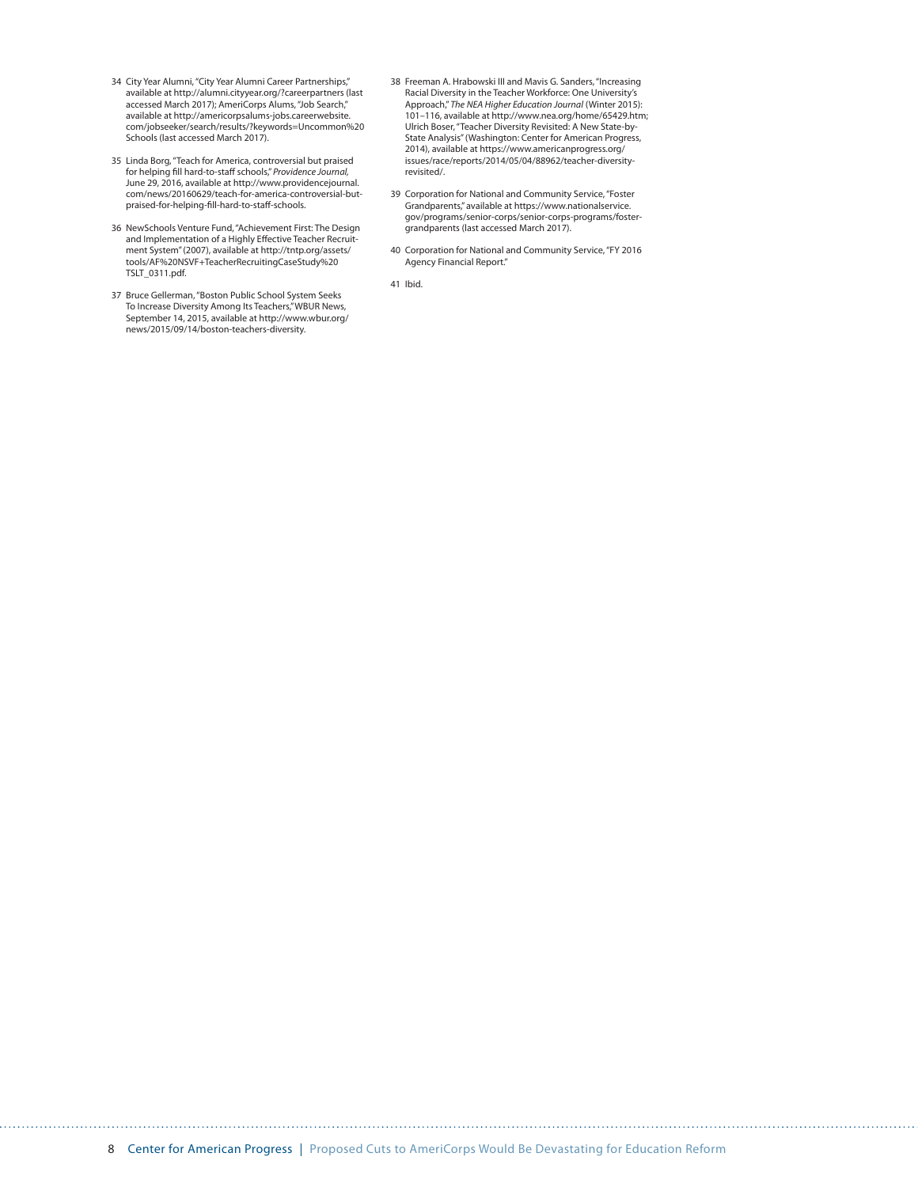34 City Year Alumni, "City Year Alumni Career Partnerships," available at http://alumni.cityyear.org/?careerpartners (last accessed March 2017); AmeriCorps Alums, "Job Search," available at http://americorpsalums-jobs.careerwebsite.com/jobseeker/search/results/?keywords=Uncommon%20Schools (last accessed March 2017).

35 Linda Borg, "Teach for America, controversial but praised for helping fill hard-to-staff schools," *Providence Journal,* June 29, 2016, available at http://www.providencejournal.com/news/20160629/teach-for-america-controversial-but-praised-for-helping-fill-hard-to-staff-schools.

36 NewSchools Venture Fund, "Achievement First: The Design and Implementation of a Highly Effective Teacher Recruitment System" (2007), available at http://tntp.org/assets/tools/AF%20NSVF+TeacherRecruitingCaseStudy%20TSLT_0311.pdf.

37 Bruce Gellerman, "Boston Public School System Seeks To Increase Diversity Among Its Teachers," WBUR News, September 14, 2015, available at http://www.wbur.org/news/2015/09/14/boston-teachers-diversity.

38 Freeman A. Hrabowski III and Mavis G. Sanders, "Increasing Racial Diversity in the Teacher Workforce: One University's Approach," *The NEA Higher Education Journal* (Winter 2015): 101–116, available at http://www.nea.org/home/65429.htm; Ulrich Boser, "Teacher Diversity Revisited: A New State-by-State Analysis" (Washington: Center for American Progress, 2014), available at https://www.americanprogress.org/issues/race/reports/2014/05/04/88962/teacher-diversity-revisited/.

39 Corporation for National and Community Service, "Foster Grandparents," available at https://www.nationalservice.gov/programs/senior-corps/senior-corps-programs/foster-grandparents (last accessed March 2017).

40 Corporation for National and Community Service, "FY 2016 Agency Financial Report."

41 Ibid.